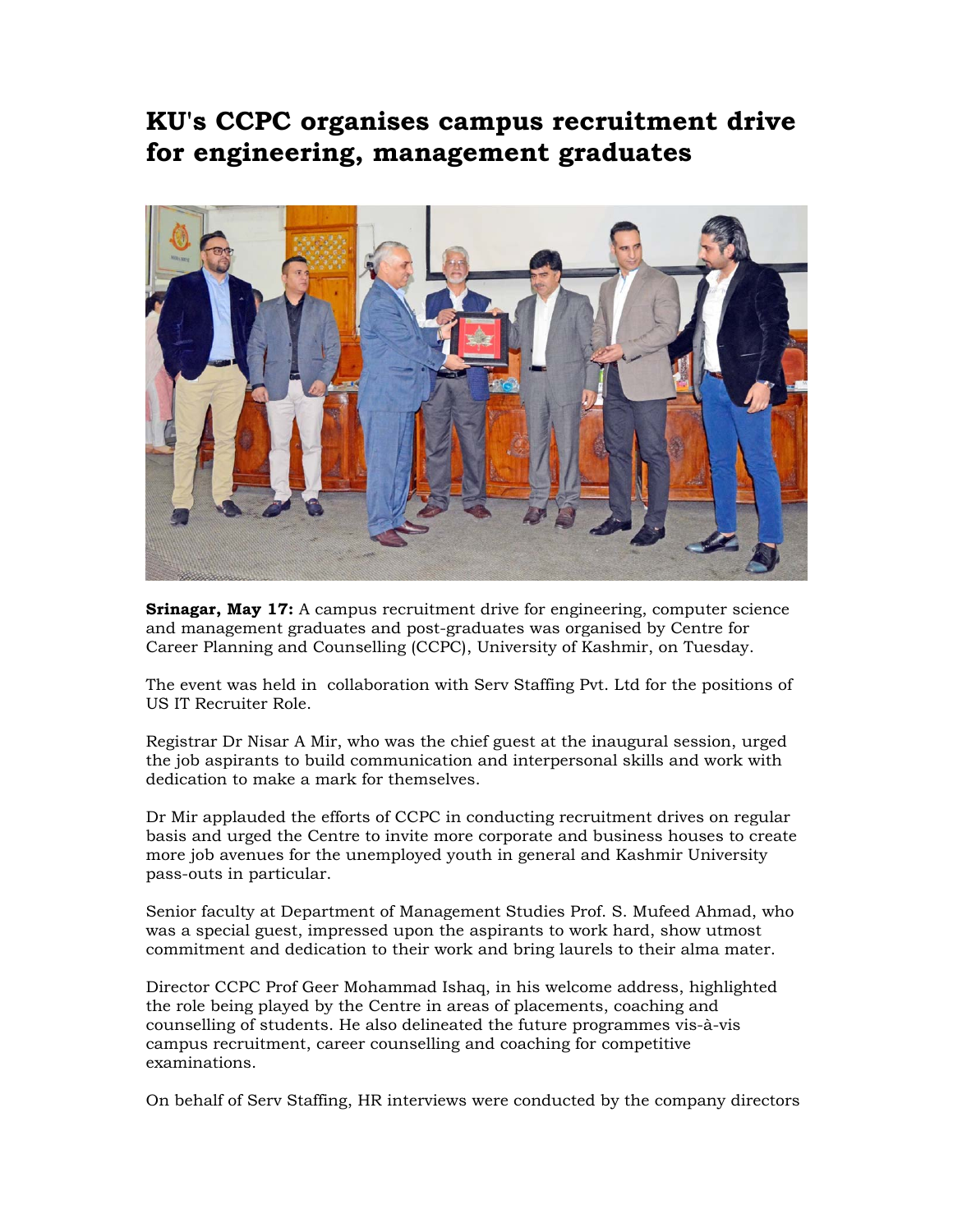# KU's CCPC organises campus recruitment drive for engineering, management graduates

**Srinagar, May 17:** A campus recruitment drive for engineering, computer science and management graduates and post-graduates was organised by Centre for Career Planning and Counselling (CCPC), University of Kashmir, on Tuesday.

The event was held in collaboration with Serv Staffing Pvt. Ltd for the positions of US IT Recruiter Role.

Registrar Dr Nisar A Mir, who was the chief guest at the inaugural session, urged the job aspirants to build communication and interpersonal skills and work with dedication to make a mark for themselves.

Dr Mir applauded the efforts of CCPC in conducting recruitment drives on regular basis and urged the Centre to invite more corporate and business houses to create more job avenues for the unemployed youth in general and Kashmir University pass-outs in particular.

Senior faculty at Department of Management Studies Prof. S. Mufeed Ahmad, who was a special guest, impressed upon the aspirants to work hard, show utmost commitment and dedication to their work and bring laurels to their alma mater.

Director CCPC Prof Geer Mohammad Ishaq, in his welcome address, highlighted the role being played by the Centre in areas of placements, coaching and counselling of students. He also delineated the future programmes vis-à-vis campus recruitment, career counselling and coaching for competitive examinations.

On behalf of Serv Staffing, HR interviews were conducted by the company directors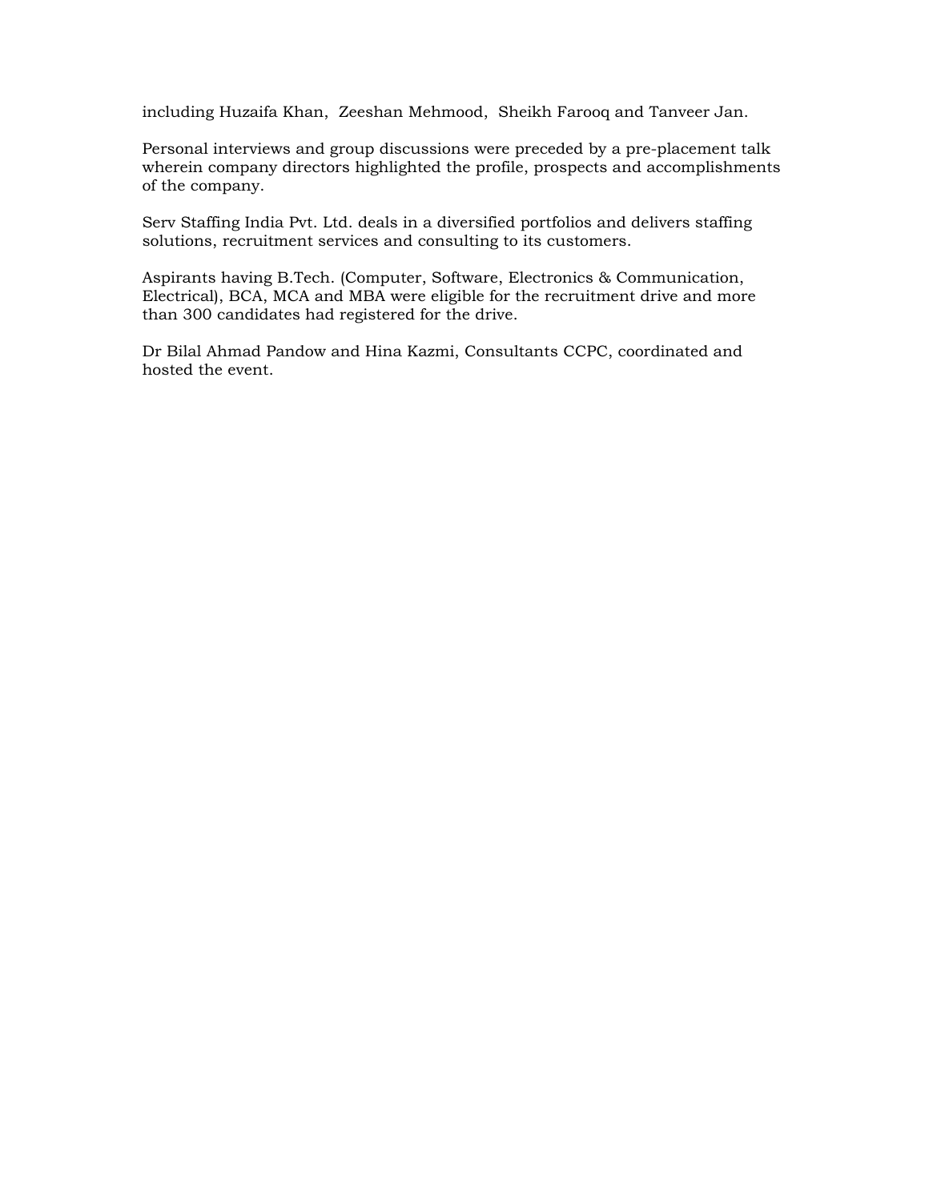including Huzaifa Khan, Zeeshan Mehmood, Sheikh Farooq and Tanveer Jan.

Personal interviews and group discussions were preceded by a pre-placement talk wherein company directors highlighted the profile, prospects and accomplishments of the company.

Serv Staffing India Pvt. Ltd. deals in a diversified portfolios and delivers staffing solutions, recruitment services and consulting to its customers.

Aspirants having B.Tech. (Computer, Software, Electronics & Communication, Electrical), BCA, MCA and MBA were eligible for the recruitment drive and more than 300 candidates had registered for the drive.

Dr Bilal Ahmad Pandow and Hina Kazmi, Consultants CCPC, coordinated and hosted the event.